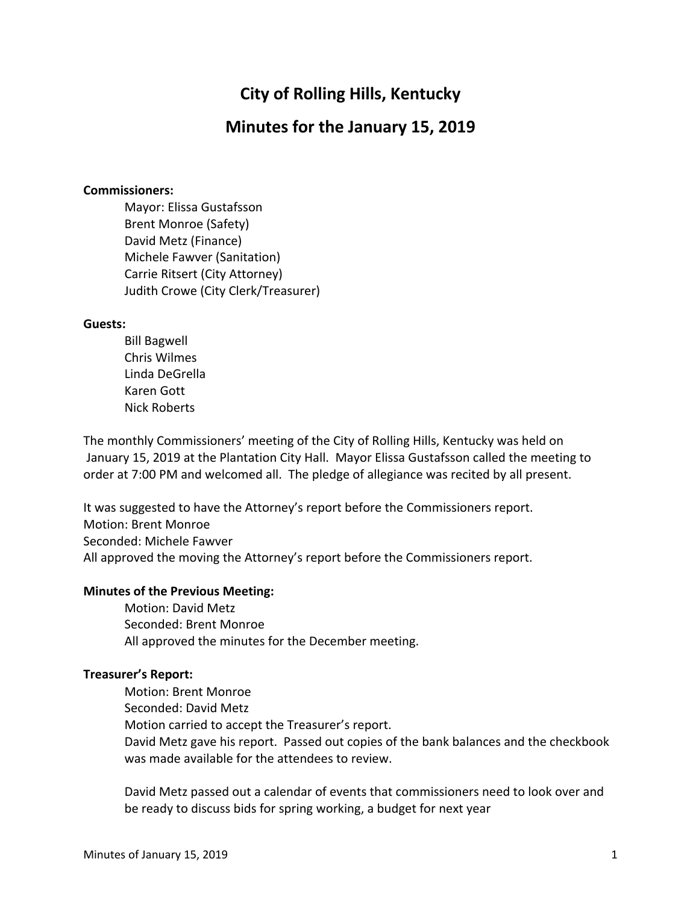# City of Rolling Hills, Kentucky

## Minutes for the January 15, 2019

**Commissioners:**

Mayor: Elissa Gustafsson
Brent Monroe (Safety)
David Metz (Finance)
Michele Fawver (Sanitation)
Carrie Ritsert (City Attorney)
Judith Crowe (City Clerk/Treasurer)

**Guests:**

Bill Bagwell
Chris Wilmes
Linda DeGrella
Karen Gott
Nick Roberts

The monthly Commissioners' meeting of the City of Rolling Hills, Kentucky was held on January 15, 2019 at the Plantation City Hall. Mayor Elissa Gustafsson called the meeting to order at 7:00 PM and welcomed all. The pledge of allegiance was recited by all present.

It was suggested to have the Attorney's report before the Commissioners report.
Motion: Brent Monroe
Seconded: Michele Fawver
All approved the moving the Attorney's report before the Commissioners report.

**Minutes of the Previous Meeting:**

Motion: David Metz
Seconded: Brent Monroe
All approved the minutes for the December meeting.

**Treasurer's Report:**

Motion: Brent Monroe
Seconded: David Metz
Motion carried to accept the Treasurer's report.
David Metz gave his report. Passed out copies of the bank balances and the checkbook was made available for the attendees to review.

David Metz passed out a calendar of events that commissioners need to look over and be ready to discuss bids for spring working, a budget for next year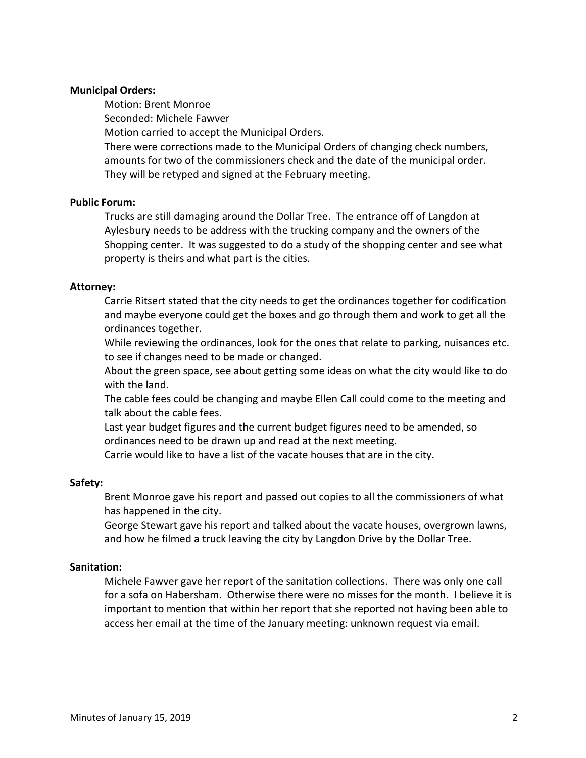**Municipal Orders:**

Motion: Brent Monroe
Seconded: Michele Fawver
Motion carried to accept the Municipal Orders.
There were corrections made to the Municipal Orders of changing check numbers, amounts for two of the commissioners check and the date of the municipal order. They will be retyped and signed at the February meeting.

**Public Forum:**

Trucks are still damaging around the Dollar Tree. The entrance off of Langdon at Aylesbury needs to be address with the trucking company and the owners of the Shopping center. It was suggested to do a study of the shopping center and see what property is theirs and what part is the cities.

**Attorney:**

Carrie Ritsert stated that the city needs to get the ordinances together for codification and maybe everyone could get the boxes and go through them and work to get all the ordinances together.
While reviewing the ordinances, look for the ones that relate to parking, nuisances etc. to see if changes need to be made or changed.
About the green space, see about getting some ideas on what the city would like to do with the land.
The cable fees could be changing and maybe Ellen Call could come to the meeting and talk about the cable fees.
Last year budget figures and the current budget figures need to be amended, so ordinances need to be drawn up and read at the next meeting.
Carrie would like to have a list of the vacate houses that are in the city.

**Safety:**

Brent Monroe gave his report and passed out copies to all the commissioners of what has happened in the city.
George Stewart gave his report and talked about the vacate houses, overgrown lawns, and how he filmed a truck leaving the city by Langdon Drive by the Dollar Tree.

**Sanitation:**

Michele Fawver gave her report of the sanitation collections. There was only one call for a sofa on Habersham. Otherwise there were no misses for the month. I believe it is important to mention that within her report that she reported not having been able to access her email at the time of the January meeting: unknown request via email.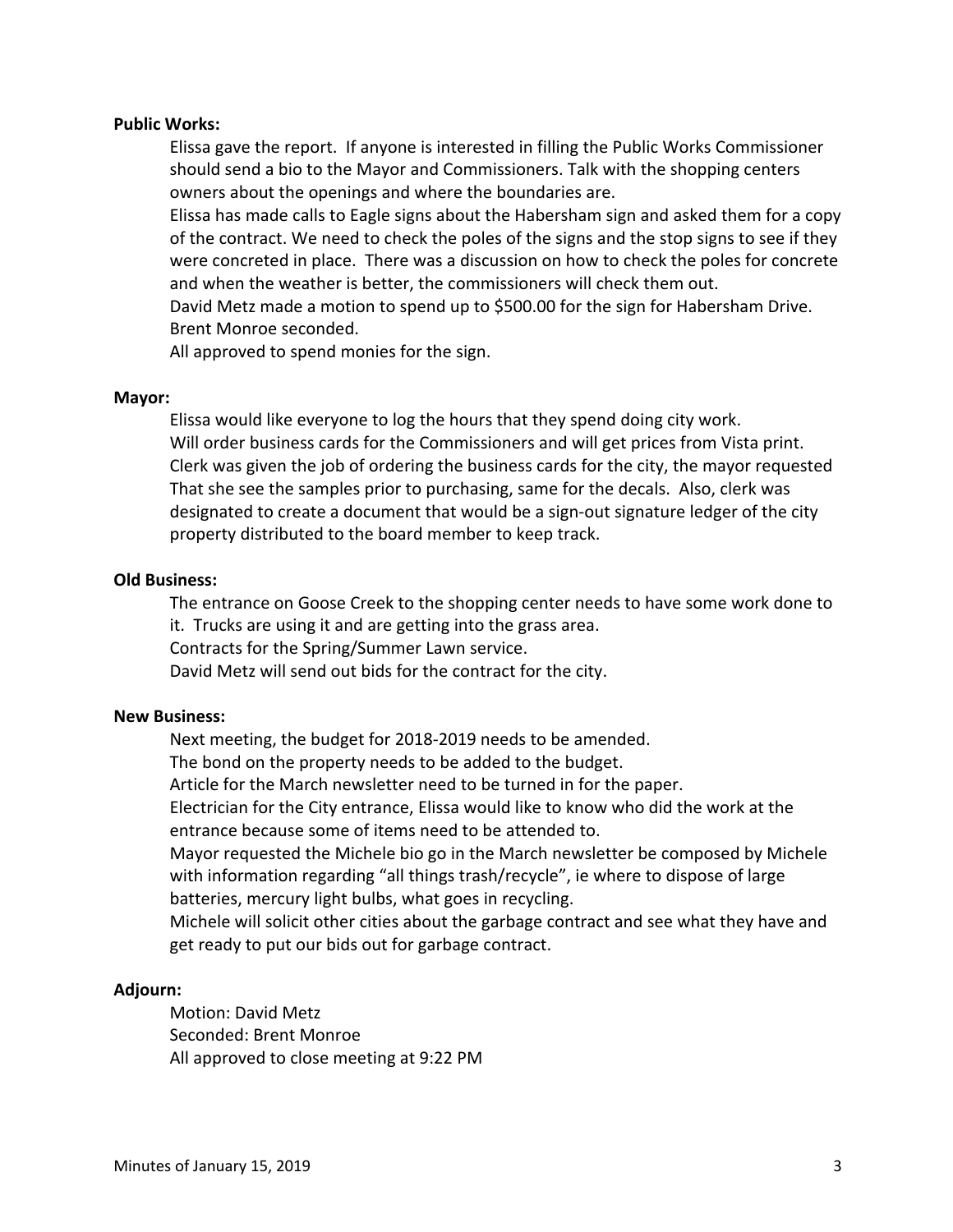**Public Works:**

Elissa gave the report. If anyone is interested in filling the Public Works Commissioner should send a bio to the Mayor and Commissioners. Talk with the shopping centers owners about the openings and where the boundaries are.

Elissa has made calls to Eagle signs about the Habersham sign and asked them for a copy of the contract. We need to check the poles of the signs and the stop signs to see if they were concreted in place. There was a discussion on how to check the poles for concrete and when the weather is better, the commissioners will check them out.

David Metz made a motion to spend up to $500.00 for the sign for Habersham Drive. Brent Monroe seconded.

All approved to spend monies for the sign.

**Mayor:**

Elissa would like everyone to log the hours that they spend doing city work.

Will order business cards for the Commissioners and will get prices from Vista print.

Clerk was given the job of ordering the business cards for the city, the mayor requested That she see the samples prior to purchasing, same for the decals. Also, clerk was designated to create a document that would be a sign-out signature ledger of the city property distributed to the board member to keep track.

**Old Business:**

The entrance on Goose Creek to the shopping center needs to have some work done to it. Trucks are using it and are getting into the grass area.

Contracts for the Spring/Summer Lawn service.

David Metz will send out bids for the contract for the city.

**New Business:**

Next meeting, the budget for 2018-2019 needs to be amended.

The bond on the property needs to be added to the budget.

Article for the March newsletter need to be turned in for the paper.

Electrician for the City entrance, Elissa would like to know who did the work at the entrance because some of items need to be attended to.

Mayor requested the Michele bio go in the March newsletter be composed by Michele with information regarding "all things trash/recycle", ie where to dispose of large batteries, mercury light bulbs, what goes in recycling.

Michele will solicit other cities about the garbage contract and see what they have and get ready to put our bids out for garbage contract.

**Adjourn:**

Motion: David Metz

Seconded: Brent Monroe

All approved to close meeting at 9:22 PM